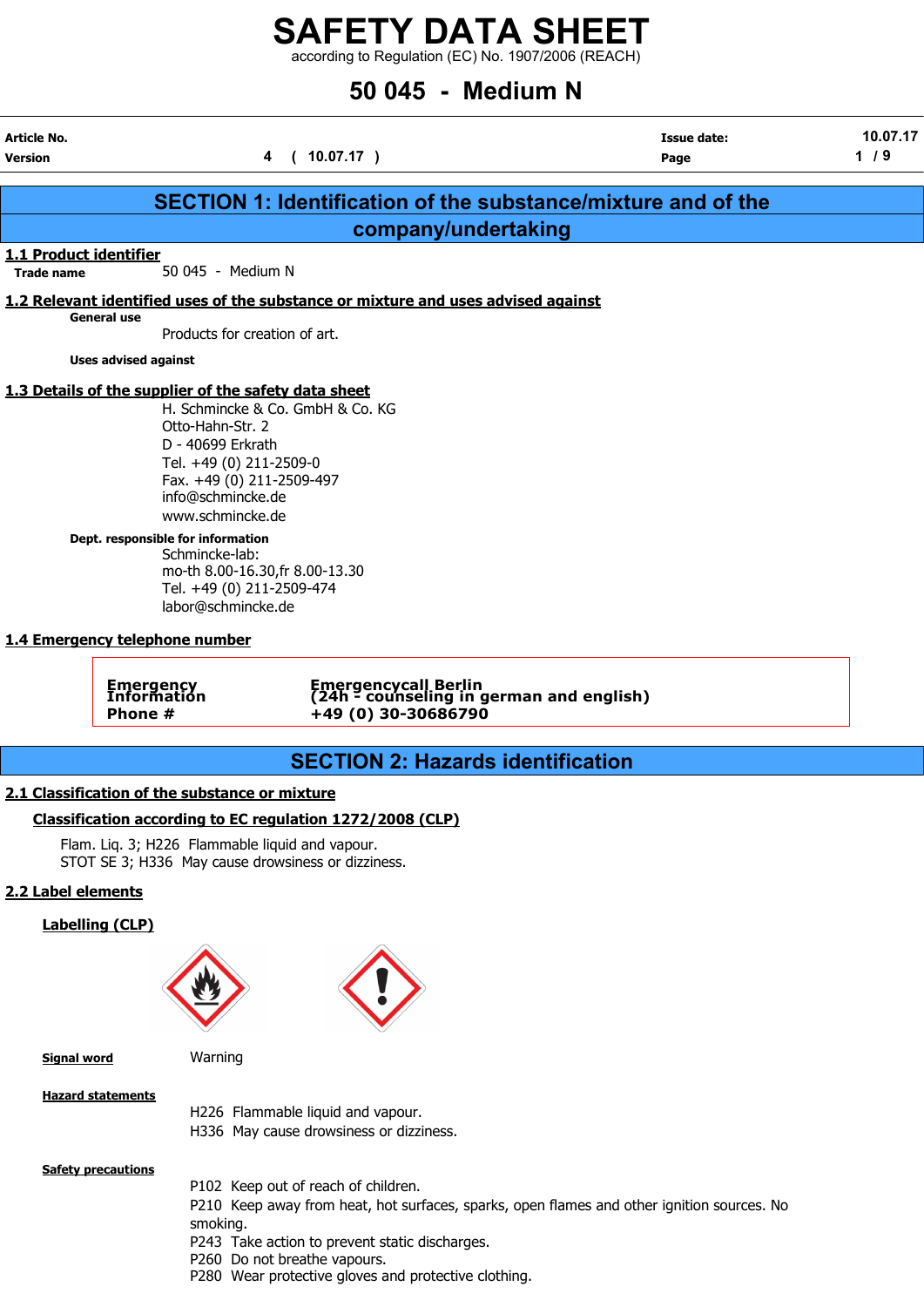# SAFETY DATA SHEET

according to Regulation (EC) No. 1907/2006 (REACH)

# 50 045 - Medium N

| Article No. | | Issue date: | 10.07.17 |
|---|---|---|---|
| Version | 4 ( 10.07.17 ) | Page | 1 / 9 |

## SECTION 1: Identification of the substance/mixture and of the company/undertaking

### 1.1 Product identifier

**Trade name** 50 045 - Medium N

### 1.2 Relevant identified uses of the substance or mixture and uses advised against

**General use**

Products for creation of art.

**Uses advised against**

### 1.3 Details of the supplier of the safety data sheet

H. Schmincke & Co. GmbH & Co. KG
Otto-Hahn-Str. 2
D - 40699 Erkrath
Tel. +49 (0) 211-2509-0
Fax. +49 (0) 211-2509-497
info@schmincke.de
www.schmincke.de

**Dept. responsible for information**

Schmincke-lab:
mo-th 8.00-16.30,fr 8.00-13.30
Tel. +49 (0) 211-2509-474
labor@schmincke.de

### 1.4 Emergency telephone number

| Emergency Information Phone # | Emergencycall Berlin (24h - counseling in german and english) +49 (0) 30-30686790 |
|---|---|

## SECTION 2: Hazards identification

### 2.1 Classification of the substance or mixture

**Classification according to EC regulation 1272/2008 (CLP)**

Flam. Liq. 3; H226 Flammable liquid and vapour.
STOT SE 3; H336 May cause drowsiness or dizziness.

### 2.2 Label elements

**Labelling (CLP)**

**Signal word** Warning

**Hazard statements**

H226 Flammable liquid and vapour.
H336 May cause drowsiness or dizziness.

**Safety precautions**

P102 Keep out of reach of children.
P210 Keep away from heat, hot surfaces, sparks, open flames and other ignition sources. No smoking.
P243 Take action to prevent static discharges.
P260 Do not breathe vapours.
P280 Wear protective gloves and protective clothing.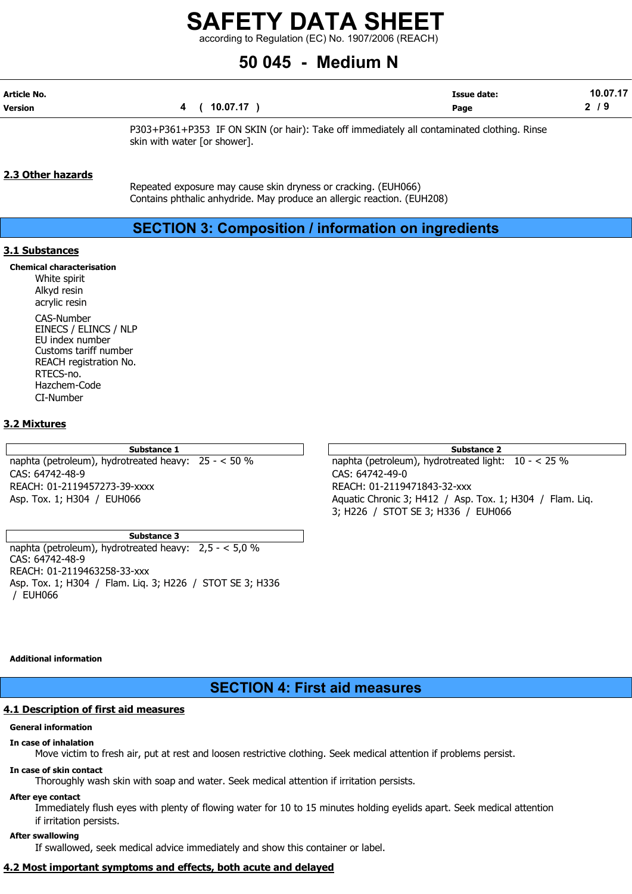P303+P361+P353 IF ON SKIN (or hair): Take off immediately all contaminated clothing. Rinse skin with water [or shower].

## 2.3 Other hazards

Repeated exposure may cause skin dryness or cracking. (EUH066)
Contains phthalic anhydride. May produce an allergic reaction. (EUH208)

# SECTION 3: Composition / information on ingredients

## 3.1 Substances

**Chemical characterisation**

White spirit
Alkyd resin
acrylic resin

CAS-Number
EINECS / ELINCS / NLP
EU index number
Customs tariff number
REACH registration No.
RTECS-no.
Hazchem-Code
CI-Number

## 3.2 Mixtures

**Substance 1**

naphta (petroleum), hydrotreated heavy: 25 - < 50 %
CAS: 64742-48-9
REACH: 01-2119457273-39-xxxx
Asp. Tox. 1; H304 / EUH066

**Substance 2**

naphta (petroleum), hydrotreated light: 10 - < 25 %
CAS: 64742-49-0
REACH: 01-2119471843-32-xxx
Aquatic Chronic 3; H412 / Asp. Tox. 1; H304 / Flam. Liq. 3; H226 / STOT SE 3; H336 / EUH066

**Substance 3**

naphta (petroleum), hydrotreated heavy: 2,5 - < 5,0 %
CAS: 64742-48-9
REACH: 01-2119463258-33-xxx
Asp. Tox. 1; H304 / Flam. Liq. 3; H226 / STOT SE 3; H336 / EUH066

**Additional information**

# SECTION 4: First aid measures

## 4.1 Description of first aid measures

**General information**

**In case of inhalation**

Move victim to fresh air, put at rest and loosen restrictive clothing. Seek medical attention if problems persist.

**In case of skin contact**

Thoroughly wash skin with soap and water. Seek medical attention if irritation persists.

**After eye contact**

Immediately flush eyes with plenty of flowing water for 10 to 15 minutes holding eyelids apart. Seek medical attention if irritation persists.

**After swallowing**

If swallowed, seek medical advice immediately and show this container or label.

## 4.2 Most important symptoms and effects, both acute and delayed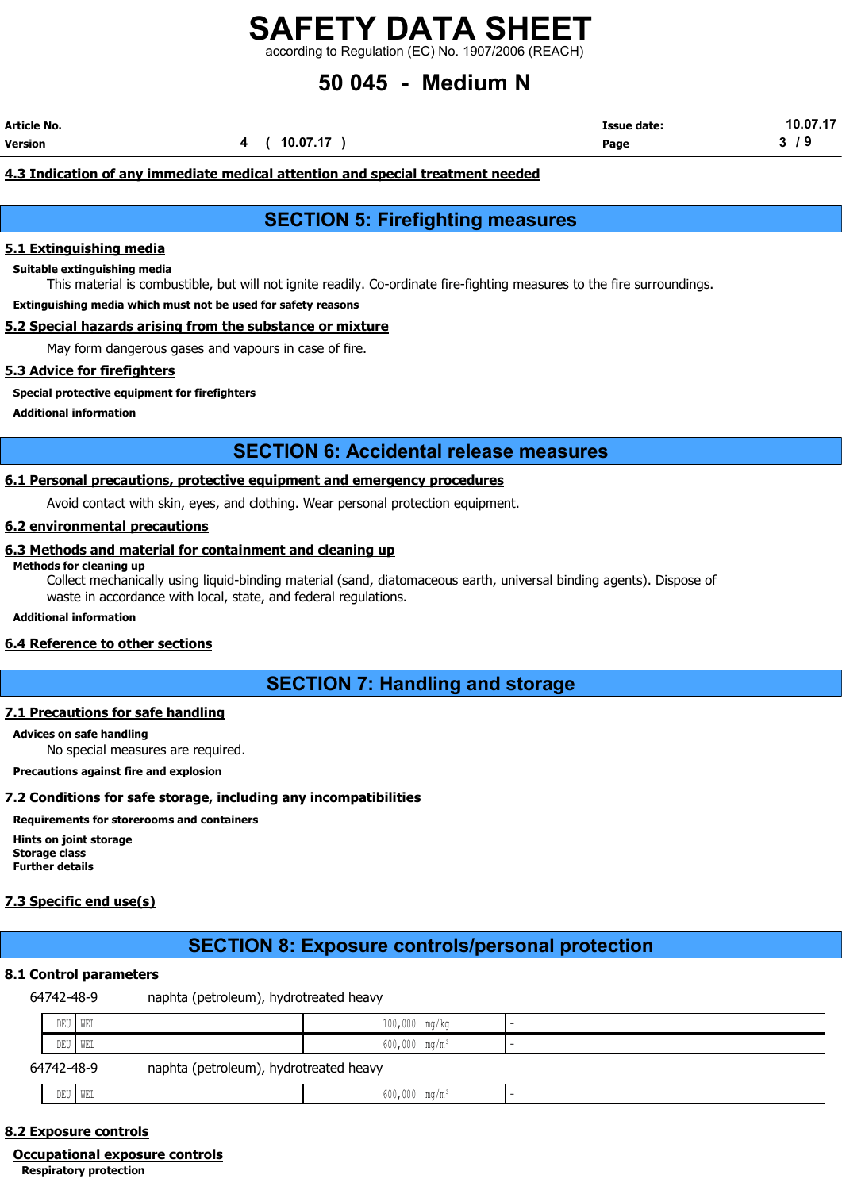### 4.3 Indication of any immediate medical attention and special treatment needed

## SECTION 5: Firefighting measures

### 5.1 Extinguishing media

**Suitable extinguishing media**

This material is combustible, but will not ignite readily. Co-ordinate fire-fighting measures to the fire surroundings.

**Extinguishing media which must not be used for safety reasons**

### 5.2 Special hazards arising from the substance or mixture

May form dangerous gases and vapours in case of fire.

### 5.3 Advice for firefighters

**Special protective equipment for firefighters**

**Additional information**

## SECTION 6: Accidental release measures

### 6.1 Personal precautions, protective equipment and emergency procedures

Avoid contact with skin, eyes, and clothing. Wear personal protection equipment.

### 6.2 environmental precautions

### 6.3 Methods and material for containment and cleaning up

**Methods for cleaning up**

Collect mechanically using liquid-binding material (sand, diatomaceous earth, universal binding agents). Dispose of waste in accordance with local, state, and federal regulations.

**Additional information**

### 6.4 Reference to other sections

## SECTION 7: Handling and storage

### 7.1 Precautions for safe handling

**Advices on safe handling**

No special measures are required.

**Precautions against fire and explosion**

### 7.2 Conditions for safe storage, including any incompatibilities

**Requirements for storerooms and containers**

**Hints on joint storage**
**Storage class**
**Further details**

### 7.3 Specific end use(s)

## SECTION 8: Exposure controls/personal protection

### 8.1 Control parameters

64742-48-9 naphta (petroleum), hydrotreated heavy

| | | | | |
|---|---|---|---|---|
| DEU | WEL | 100,000 | mg/kg | - |
| DEU | WEL | 600,000 | mg/m³ | - |

64742-48-9 naphta (petroleum), hydrotreated heavy

| | | | | |
|---|---|---|---|---|
| DEU | WEL | 600,000 | mg/m³ | - |

### 8.2 Exposure controls

#### Occupational exposure controls

**Respiratory protection**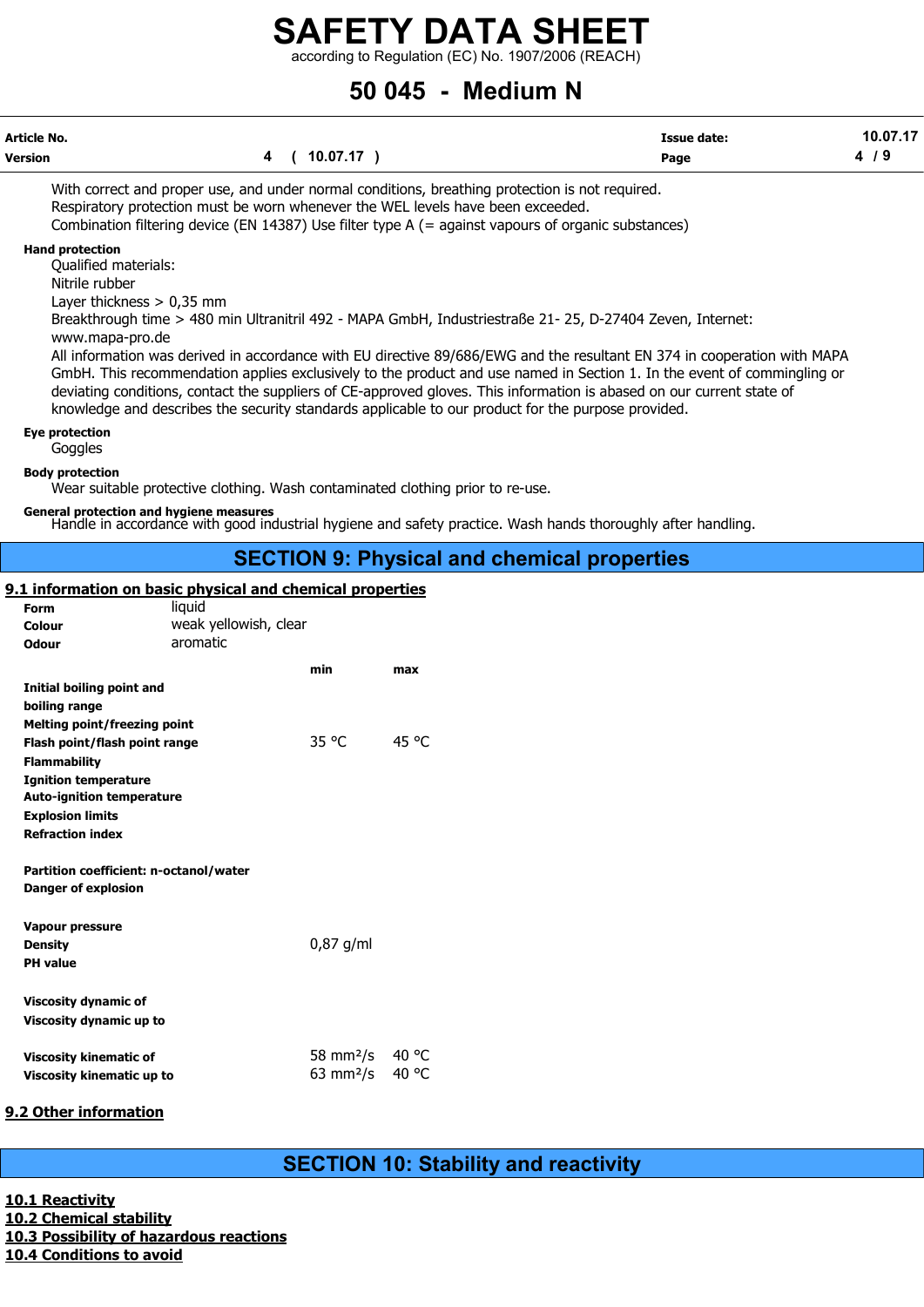With correct and proper use, and under normal conditions, breathing protection is not required.
Respiratory protection must be worn whenever the WEL levels have been exceeded.
Combination filtering device (EN 14387) Use filter type A (= against vapours of organic substances)

**Hand protection**

Qualified materials:
Nitrile rubber
Layer thickness > 0,35 mm
Breakthrough time > 480 min Ultranitril 492 - MAPA GmbH, Industriestraße 21- 25, D-27404 Zeven, Internet: www.mapa-pro.de
All information was derived in accordance with EU directive 89/686/EWG and the resultant EN 374 in cooperation with MAPA GmbH. This recommendation applies exclusively to the product and use named in Section 1. In the event of commingling or deviating conditions, contact the suppliers of CE-approved gloves. This information is abased on our current state of knowledge and describes the security standards applicable to our product for the purpose provided.

**Eye protection**

Goggles

**Body protection**

Wear suitable protective clothing. Wash contaminated clothing prior to re-use.

**General protection and hygiene measures**

Handle in accordance with good industrial hygiene and safety practice. Wash hands thoroughly after handling.

## SECTION 9: Physical and chemical properties

### 9.1 information on basic physical and chemical properties

**Form** liquid
**Colour** weak yellowish, clear
**Odour** aromatic

| | min | max |
|---|---|---|
| **Initial boiling point and boiling range** | | |
| **Melting point/freezing point** | | |
| **Flash point/flash point range** | 35 °C | 45 °C |
| **Flammability** | | |
| **Ignition temperature** | | |
| **Auto-ignition temperature** | | |
| **Explosion limits** | | |
| **Refraction index** | | |
| **Partition coefficient: n-octanol/water** | | |
| **Danger of explosion** | | |
| **Vapour pressure** | | |
| **Density** | 0,87 g/ml | |
| **PH value** | | |
| **Viscosity dynamic of** | | |
| **Viscosity dynamic up to** | | |
| **Viscosity kinematic of** | 58 mm²/s | 40 °C |
| **Viscosity kinematic up to** | 63 mm²/s | 40 °C |

### 9.2 Other information

## SECTION 10: Stability and reactivity

### 10.1 Reactivity

### 10.2 Chemical stability

### 10.3 Possibility of hazardous reactions

### 10.4 Conditions to avoid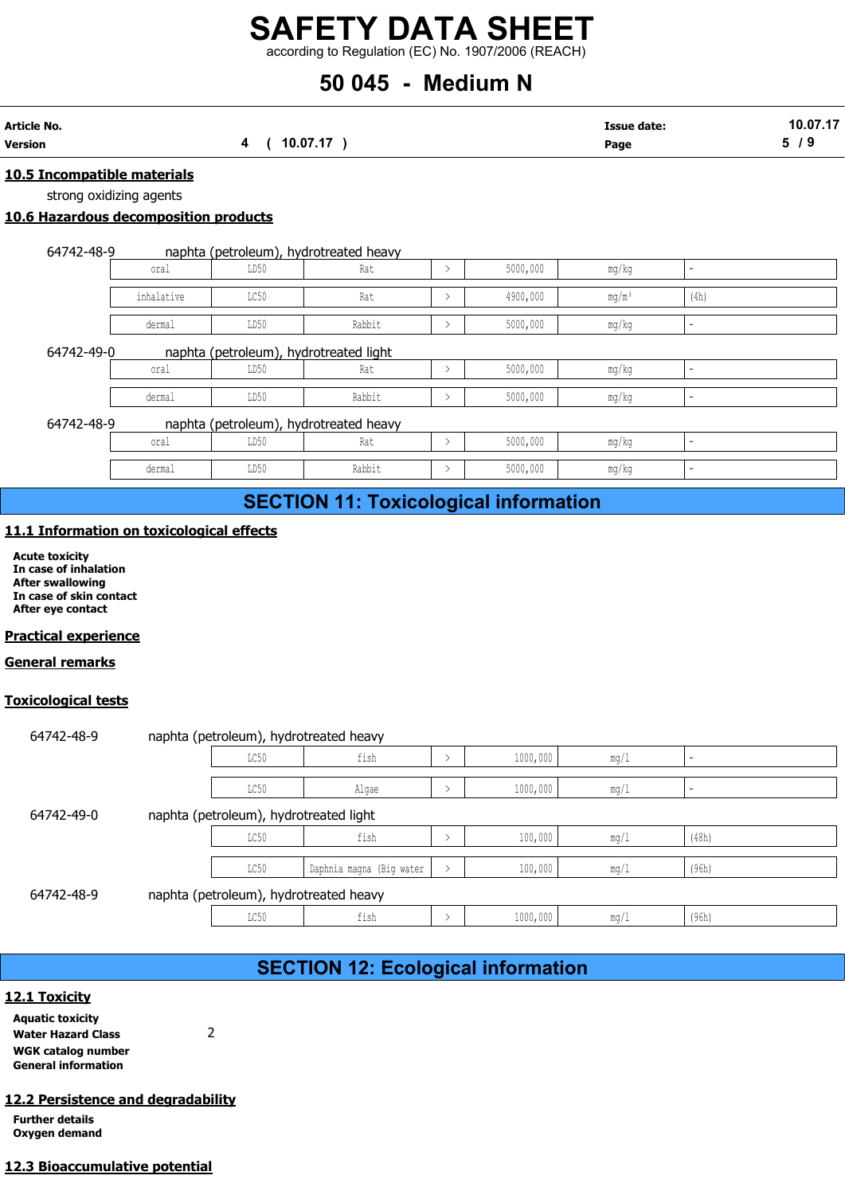## 10.5 Incompatible materials

strong oxidizing agents

## 10.6 Hazardous decomposition products

64742-48-9 naphta (petroleum), hydrotreated heavy

| | | | | | | |
|---|---|---|---|---|---|---|
| oral | LD50 | Rat | > | 5000,000 | mg/kg | - |
| inhalative | LC50 | Rat | > | 4900,000 | mg/m³ | (4h) |
| dermal | LD50 | Rabbit | > | 5000,000 | mg/kg | - |

64742-49-0 naphta (petroleum), hydrotreated light

| | | | | | | |
|---|---|---|---|---|---|---|
| oral | LD50 | Rat | > | 5000,000 | mg/kg | - |
| dermal | LD50 | Rabbit | > | 5000,000 | mg/kg | - |

64742-48-9 naphta (petroleum), hydrotreated heavy

| | | | | | | |
|---|---|---|---|---|---|---|
| oral | LD50 | Rat | > | 5000,000 | mg/kg | - |
| dermal | LD50 | Rabbit | > | 5000,000 | mg/kg | - |

# SECTION 11: Toxicological information

## 11.1 Information on toxicological effects

**Acute toxicity**
**In case of inhalation**
**After swallowing**
**In case of skin contact**
**After eye contact**

## Practical experience

## General remarks

## Toxicological tests

64742-48-9 naphta (petroleum), hydrotreated heavy

| | | | | | |
|---|---|---|---|---|---|
| LC50 | fish | > | 1000,000 | mg/l | - |
| LC50 | Algae | > | 1000,000 | mg/l | - |

64742-49-0 naphta (petroleum), hydrotreated light

| | | | | | |
|---|---|---|---|---|---|
| LC50 | fish | > | 100,000 | mg/l | (48h) |
| LC50 | Daphnia magna (Big water | > | 100,000 | mg/l | (96h) |

64742-48-9 naphta (petroleum), hydrotreated heavy

| | | | | | |
|---|---|---|---|---|---|
| LC50 | fish | > | 1000,000 | mg/l | (96h) |

# SECTION 12: Ecological information

## 12.1 Toxicity

**Aquatic toxicity**
**Water Hazard Class** 2
**WGK catalog number**
**General information**

## 12.2 Persistence and degradability

**Further details**
**Oxygen demand**

## 12.3 Bioaccumulative potential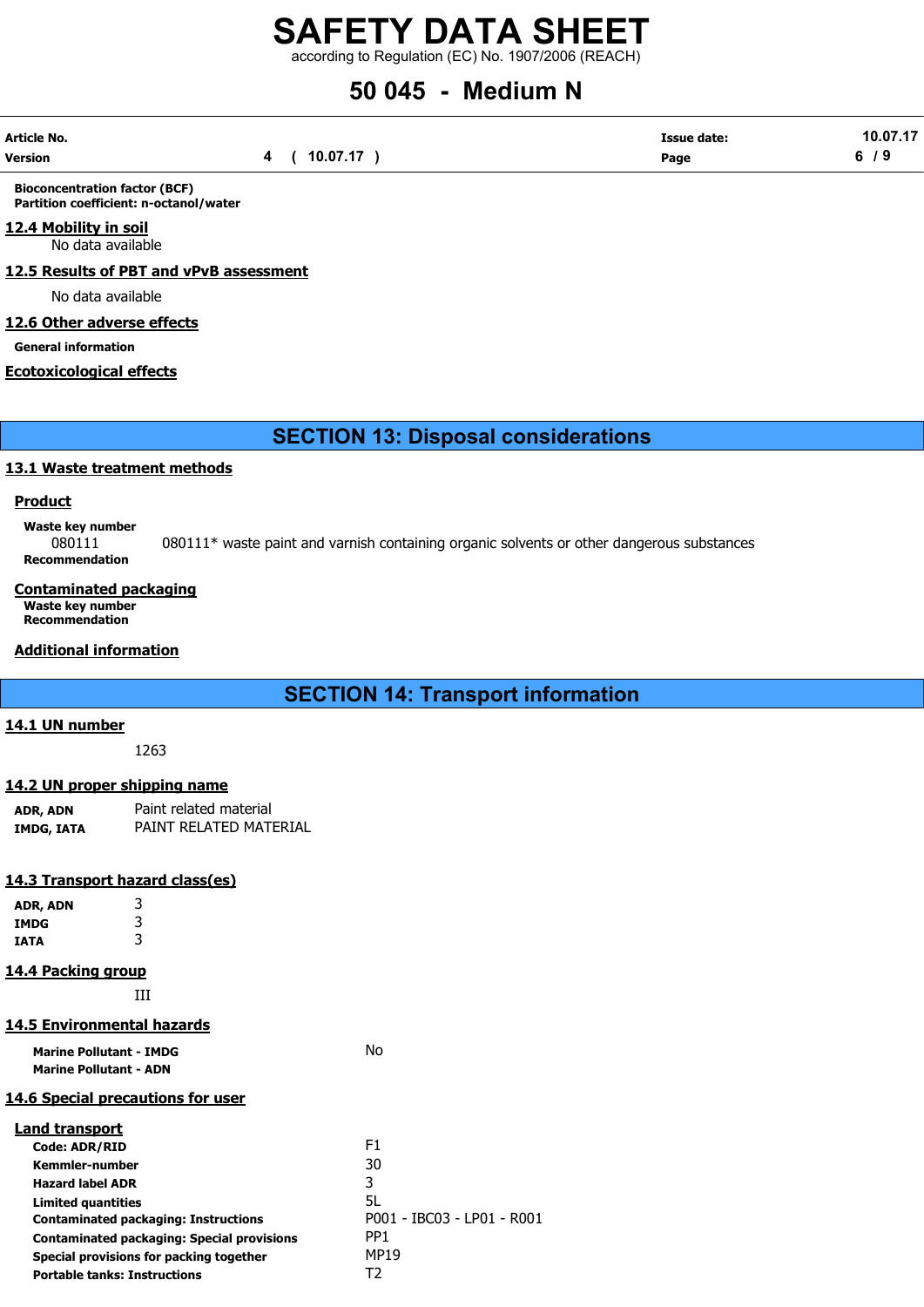**Bioconcentration factor (BCF)**
**Partition coefficient: n-octanol/water**

## 12.4 Mobility in soil

No data available

## 12.5 Results of PBT and vPvB assessment

No data available

## 12.6 Other adverse effects

**General information**

## Ecotoxicological effects

# SECTION 13: Disposal considerations

## 13.1 Waste treatment methods

### Product

**Waste key number**

080111 080111* waste paint and varnish containing organic solvents or other dangerous substances

**Recommendation**

### Contaminated packaging

**Waste key number**
**Recommendation**

### Additional information

# SECTION 14: Transport information

## 14.1 UN number

1263

## 14.2 UN proper shipping name

| | |
|---|---|
| **ADR, ADN** | Paint related material |
| **IMDG, IATA** | PAINT RELATED MATERIAL |

## 14.3 Transport hazard class(es)

| | |
|---|---|
| **ADR, ADN** | 3 |
| **IMDG** | 3 |
| **IATA** | 3 |

## 14.4 Packing group

III

## 14.5 Environmental hazards

| | |
|---|---|
| **Marine Pollutant - IMDG** | No |
| **Marine Pollutant - ADN** | |

## 14.6 Special precautions for user

### Land transport

| | |
|---|---|
| **Code: ADR/RID** | F1 |
| **Kemmler-number** | 30 |
| **Hazard label ADR** | 3 |
| **Limited quantities** | 5L |
| **Contaminated packaging: Instructions** | P001 - IBC03 - LP01 - R001 |
| **Contaminated packaging: Special provisions** | PP1 |
| **Special provisions for packing together** | MP19 |
| **Portable tanks: Instructions** | T2 |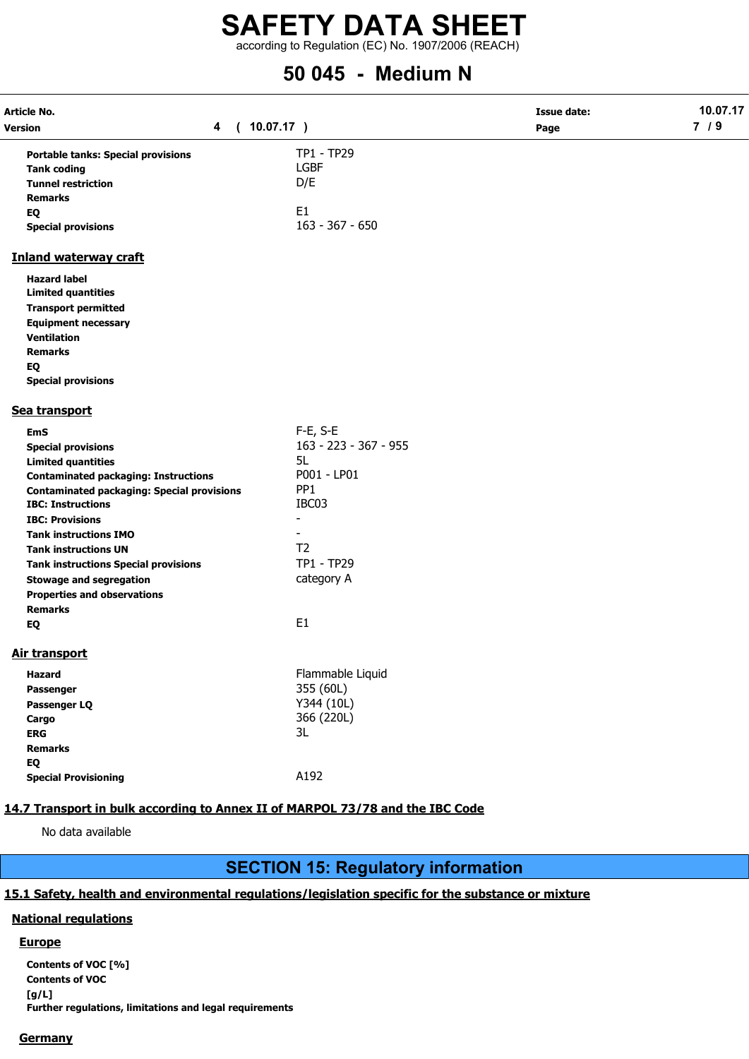| | |
|---|---|
| **Portable tanks: Special provisions** | TP1 - TP29 |
| **Tank coding** | LGBF |
| **Tunnel restriction** | D/E |
| **Remarks** | |
| **EQ** | E1 |
| **Special provisions** | 163 - 367 - 650 |

### Inland waterway craft

| | |
|---|---|
| **Hazard label** | |
| **Limited quantities** | |
| **Transport permitted** | |
| **Equipment necessary** | |
| **Ventilation** | |
| **Remarks** | |
| **EQ** | |
| **Special provisions** | |

### Sea transport

| | |
|---|---|
| **EmS** | F-E, S-E |
| **Special provisions** | 163 - 223 - 367 - 955 |
| **Limited quantities** | 5L |
| **Contaminated packaging: Instructions** | P001 - LP01 |
| **Contaminated packaging: Special provisions** | PP1 |
| **IBC: Instructions** | IBC03 |
| **IBC: Provisions** | - |
| **Tank instructions IMO** | - |
| **Tank instructions UN** | T2 |
| **Tank instructions Special provisions** | TP1 - TP29 |
| **Stowage and segregation** | category A |
| **Properties and observations** | |
| **Remarks** | |
| **EQ** | E1 |

### Air transport

| | |
|---|---|
| **Hazard** | Flammable Liquid |
| **Passenger** | 355 (60L) |
| **Passenger LQ** | Y344 (10L) |
| **Cargo** | 366 (220L) |
| **ERG** | 3L |
| **Remarks** | |
| **EQ** | |
| **Special Provisioning** | A192 |

## 14.7 Transport in bulk according to Annex II of MARPOL 73/78 and the IBC Code

No data available

# SECTION 15: Regulatory information

## 15.1 Safety, health and environmental regulations/legislation specific for the substance or mixture

### National regulations

#### Europe

**Contents of VOC [%]**

**Contents of VOC [g/L]**

**Further regulations, limitations and legal requirements**

#### Germany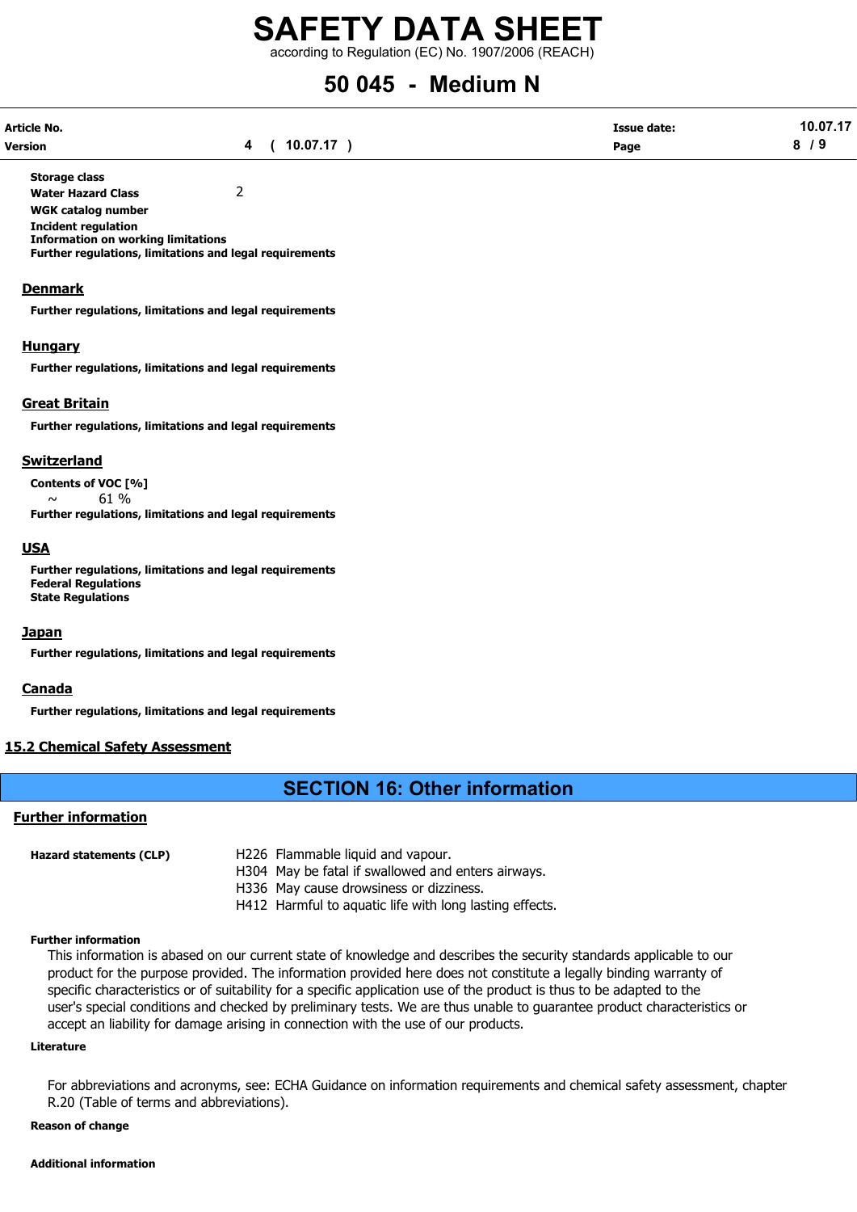**Storage class**

**Water Hazard Class** 2

**WGK catalog number**

**Incident regulation**

**Information on working limitations**

**Further regulations, limitations and legal requirements**

## Denmark

**Further regulations, limitations and legal requirements**

## Hungary

**Further regulations, limitations and legal requirements**

## Great Britain

**Further regulations, limitations and legal requirements**

## Switzerland

**Contents of VOC [%]**

~ 61 %

**Further regulations, limitations and legal requirements**

## USA

**Further regulations, limitations and legal requirements**

**Federal Regulations**

**State Regulations**

## Japan

**Further regulations, limitations and legal requirements**

## Canada

**Further regulations, limitations and legal requirements**

## 15.2 Chemical Safety Assessment

# SECTION 16: Other information

## Further information

**Hazard statements (CLP)**

H226 Flammable liquid and vapour.
H304 May be fatal if swallowed and enters airways.
H336 May cause drowsiness or dizziness.
H412 Harmful to aquatic life with long lasting effects.

**Further information**

This information is abased on our current state of knowledge and describes the security standards applicable to our product for the purpose provided. The information provided here does not constitute a legally binding warranty of specific characteristics or of suitability for a specific application use of the product is thus to be adapted to the user's special conditions and checked by preliminary tests. We are thus unable to guarantee product characteristics or accept an liability for damage arising in connection with the use of our products.

**Literature**

For abbreviations and acronyms, see: ECHA Guidance on information requirements and chemical safety assessment, chapter R.20 (Table of terms and abbreviations).

**Reason of change**

**Additional information**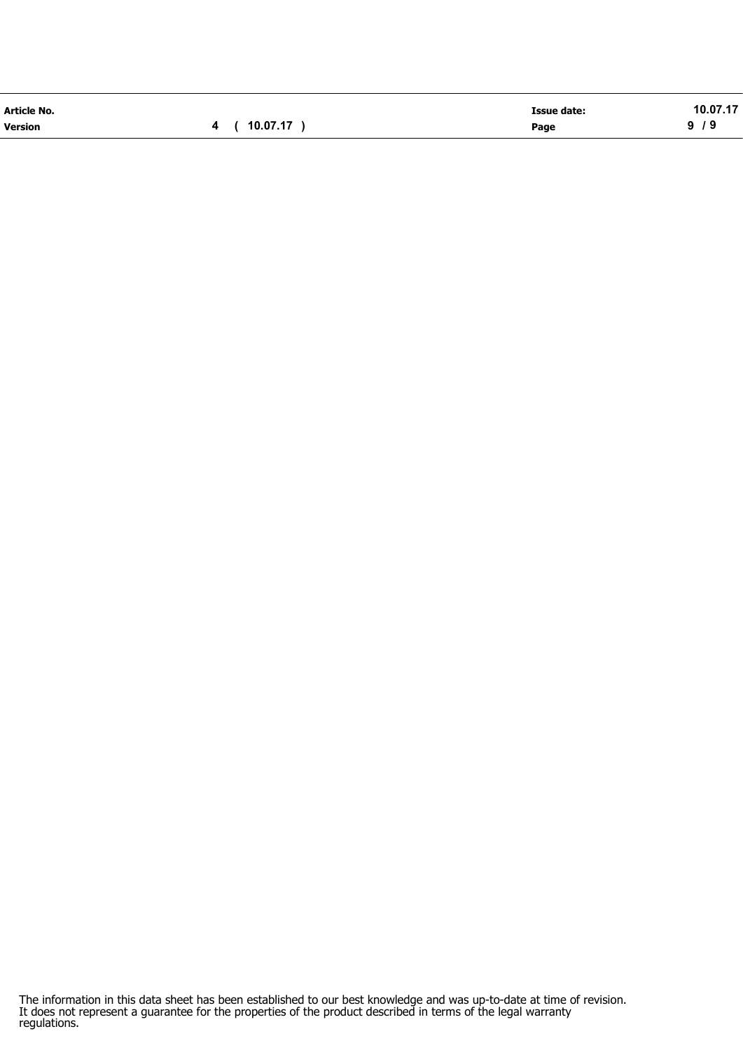The information in this data sheet has been established to our best knowledge and was up-to-date at time of revision. It does not represent a guarantee for the properties of the product described in terms of the legal warranty regulations.